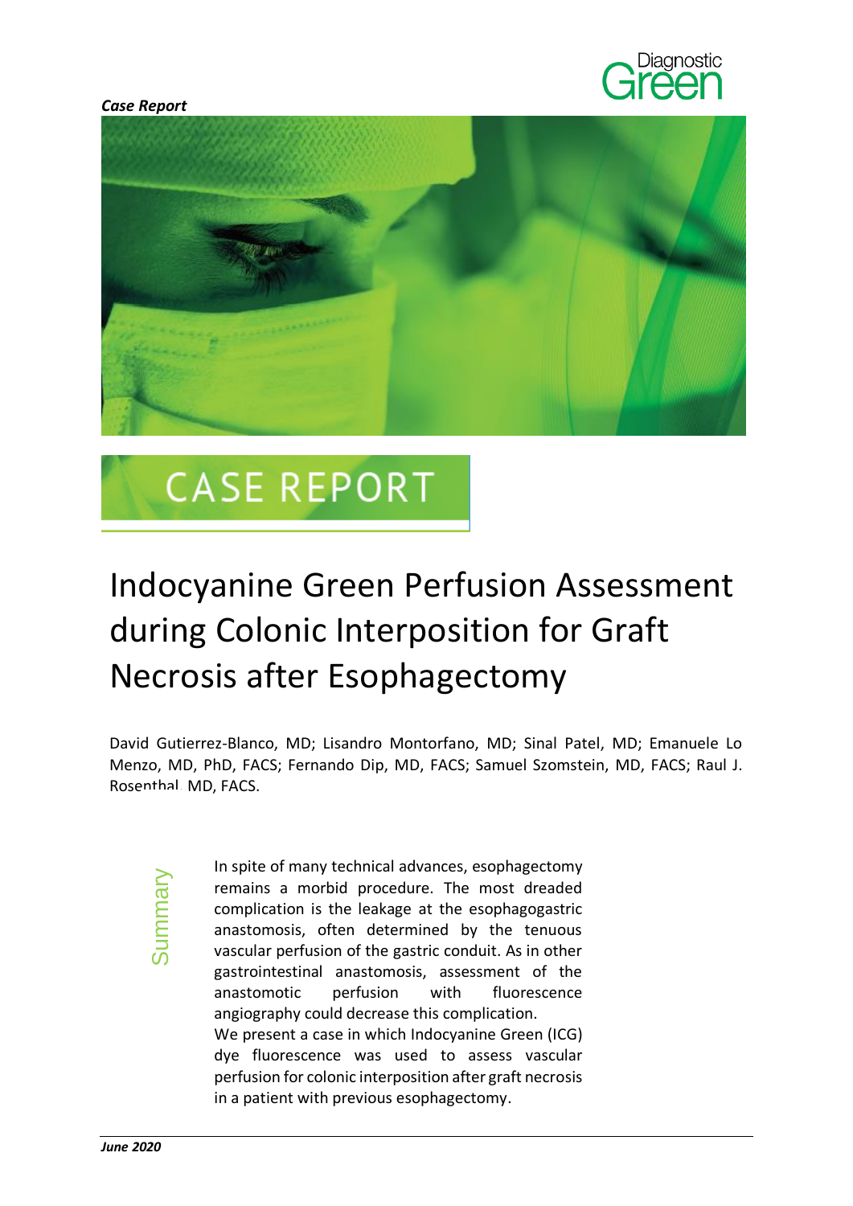*Case Report*

# CASE REPORT

# Indocyanine Green Perfusion Assessment during Colonic Interposition for Graft Necrosis after Esophagectomy

David Gutierrez-Blanco, MD; Lisandro Montorfano, MD; Sinal Patel, MD; Emanuele Lo Menzo, MD, PhD, FACS; Fernando Dip, MD, FACS; Samuel Szomstein, MD, FACS; Raul J. Rosenthal, MD, FACS.

## Summary

In spite of many technical advances, esophagectomy remains a morbid procedure. The most dreaded complication is the leakage at the esophagogastric anastomosis, often determined by the tenuous vascular perfusion of the gastric conduit. As in other gastrointestinal anastomosis, assessment of the anastomotic perfusion with fluorescence angiography could decrease this complication.

We present a case in which Indocyanine Green (ICG) dye fluorescence was used to assess vascular perfusion for colonic interposition after graft necrosis in a patient with previous esophagectomy.

*June 2020*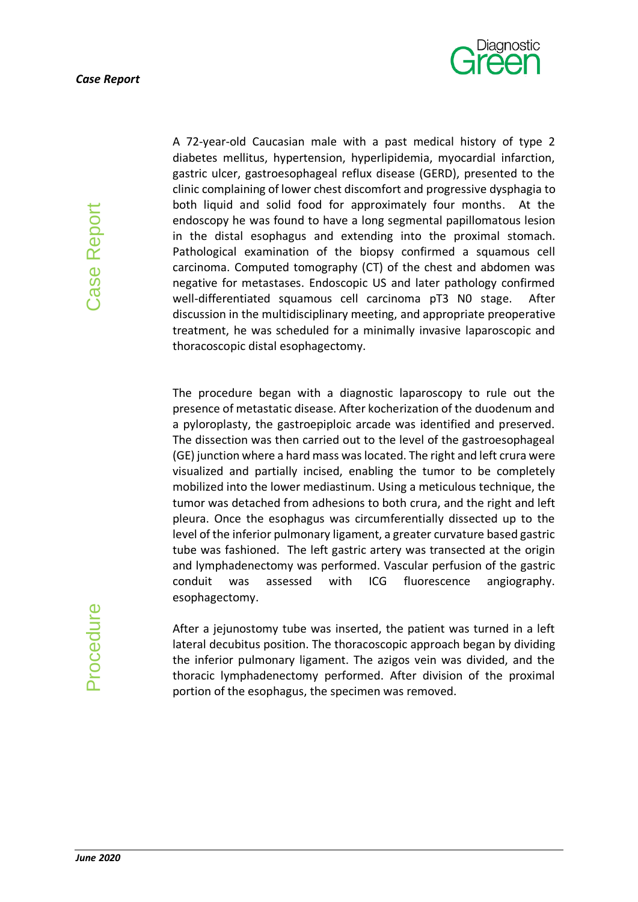## Case Report

A 72-year-old Caucasian male with a past medical history of type 2 diabetes mellitus, hypertension, hyperlipidemia, myocardial infarction, gastric ulcer, gastroesophageal reflux disease (GERD), presented to the clinic complaining of lower chest discomfort and progressive dysphagia to both liquid and solid food for approximately four months. At the endoscopy he was found to have a long segmental papillomatous lesion in the distal esophagus and extending into the proximal stomach. Pathological examination of the biopsy confirmed a squamous cell carcinoma. Computed tomography (CT) of the chest and abdomen was negative for metastases. Endoscopic US and later pathology confirmed well-differentiated squamous cell carcinoma pT3 N0 stage. After discussion in the multidisciplinary meeting, and appropriate preoperative treatment, he was scheduled for a minimally invasive laparoscopic and thoracoscopic distal esophagectomy.

## Procedure

The procedure began with a diagnostic laparoscopy to rule out the presence of metastatic disease. After kocherization of the duodenum and a pyloroplasty, the gastroepiploic arcade was identified and preserved. The dissection was then carried out to the level of the gastroesophageal (GE) junction where a hard mass was located. The right and left crura were visualized and partially incised, enabling the tumor to be completely mobilized into the lower mediastinum. Using a meticulous technique, the tumor was detached from adhesions to both crura, and the right and left pleura. Once the esophagus was circumferentially dissected up to the level of the inferior pulmonary ligament, a greater curvature based gastric tube was fashioned. The left gastric artery was transected at the origin and lymphadenectomy was performed. Vascular perfusion of the gastric conduit was assessed with ICG fluorescence angiography. esophagectomy.

After a jejunostomy tube was inserted, the patient was turned in a left lateral decubitus position. The thoracoscopic approach began by dividing the inferior pulmonary ligament. The azigos vein was divided, and the thoracic lymphadenectomy performed. After division of the proximal portion of the esophagus, the specimen was removed.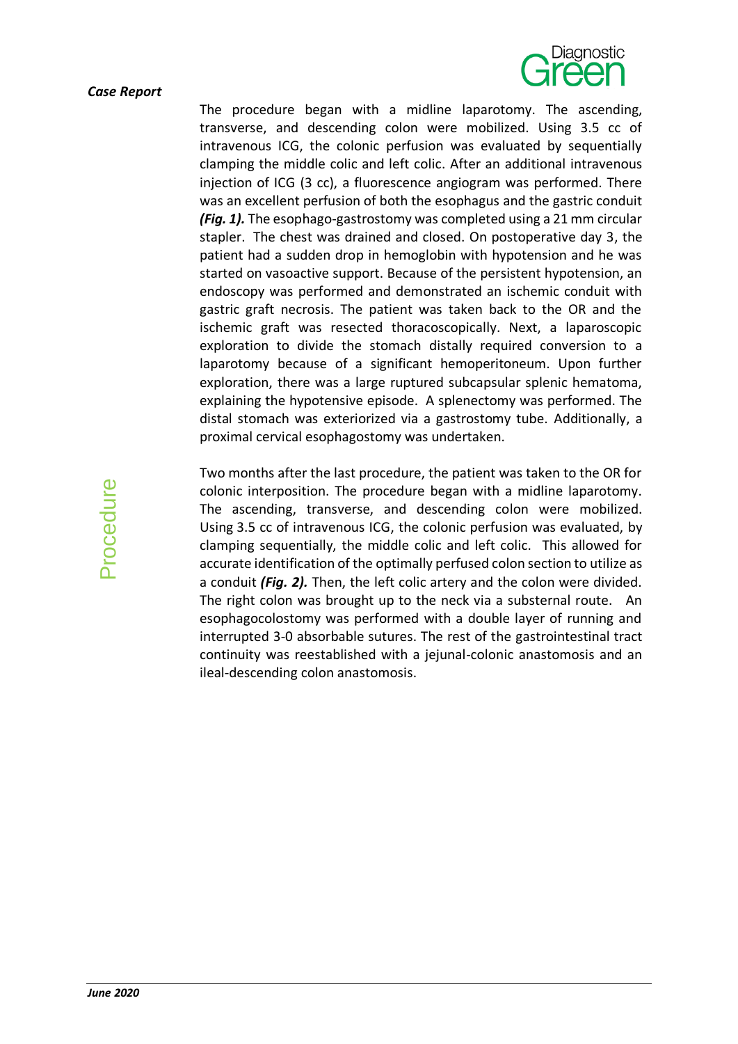The procedure began with a midline laparotomy. The ascending, transverse, and descending colon were mobilized. Using 3.5 cc of intravenous ICG, the colonic perfusion was evaluated by sequentially clamping the middle colic and left colic. After an additional intravenous injection of ICG (3 cc), a fluorescence angiogram was performed. There was an excellent perfusion of both the esophagus and the gastric conduit ***(Fig. 1).*** The esophago-gastrostomy was completed using a 21 mm circular stapler. The chest was drained and closed. On postoperative day 3, the patient had a sudden drop in hemoglobin with hypotension and he was started on vasoactive support. Because of the persistent hypotension, an endoscopy was performed and demonstrated an ischemic conduit with gastric graft necrosis. The patient was taken back to the OR and the ischemic graft was resected thoracoscopically. Next, a laparoscopic exploration to divide the stomach distally required conversion to a laparotomy because of a significant hemoperitoneum. Upon further exploration, there was a large ruptured subcapsular splenic hematoma, explaining the hypotensive episode. A splenectomy was performed. The distal stomach was exteriorized via a gastrostomy tube. Additionally, a proximal cervical esophagostomy was undertaken.

Two months after the last procedure, the patient was taken to the OR for colonic interposition. The procedure began with a midline laparotomy. The ascending, transverse, and descending colon were mobilized. Using 3.5 cc of intravenous ICG, the colonic perfusion was evaluated, by clamping sequentially, the middle colic and left colic. This allowed for accurate identification of the optimally perfused colon section to utilize as a conduit ***(Fig. 2).*** Then, the left colic artery and the colon were divided. The right colon was brought up to the neck via a substernal route. An esophagocolostomy was performed with a double layer of running and interrupted 3-0 absorbable sutures. The rest of the gastrointestinal tract continuity was reestablished with a jejunal-colonic anastomosis and an ileal-descending colon anastomosis.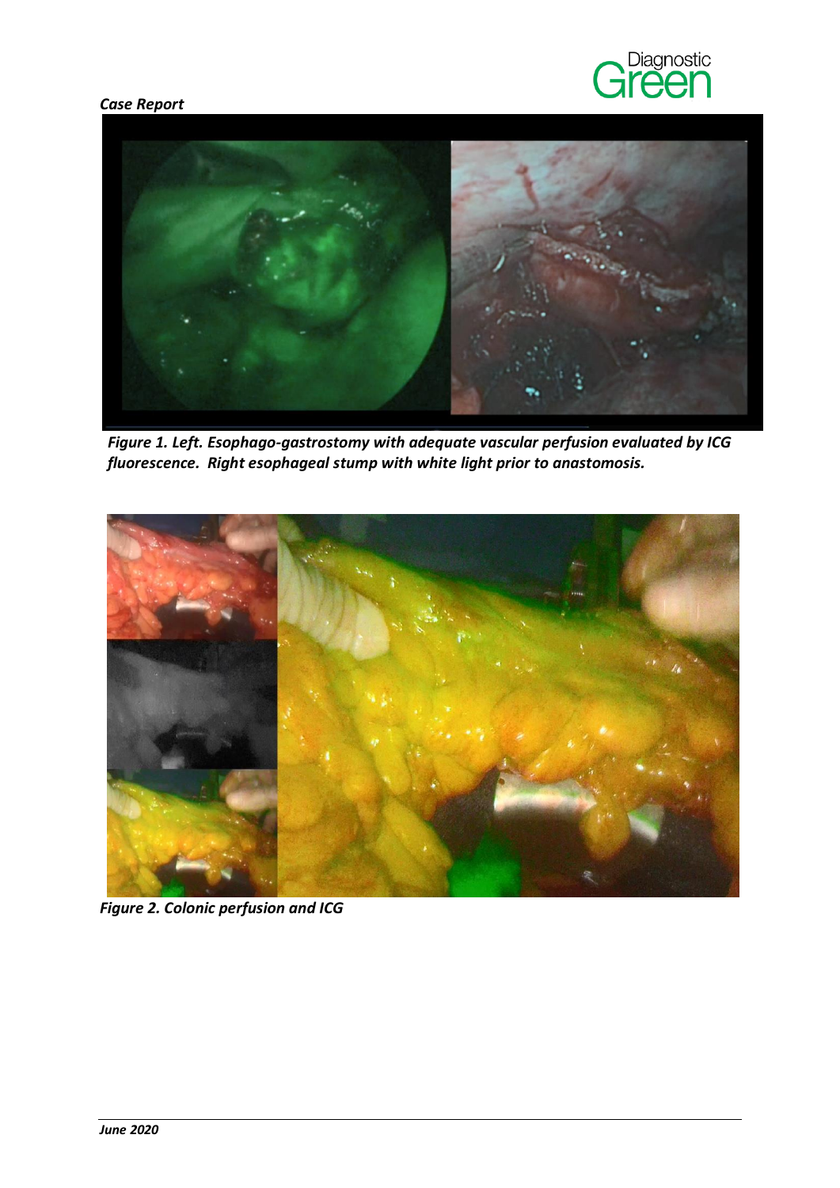*Figure 1. Left. Esophago-gastrostomy with adequate vascular perfusion evaluated by ICG fluorescence. Right esophageal stump with white light prior to anastomosis.*

*Figure 2. Colonic perfusion and ICG*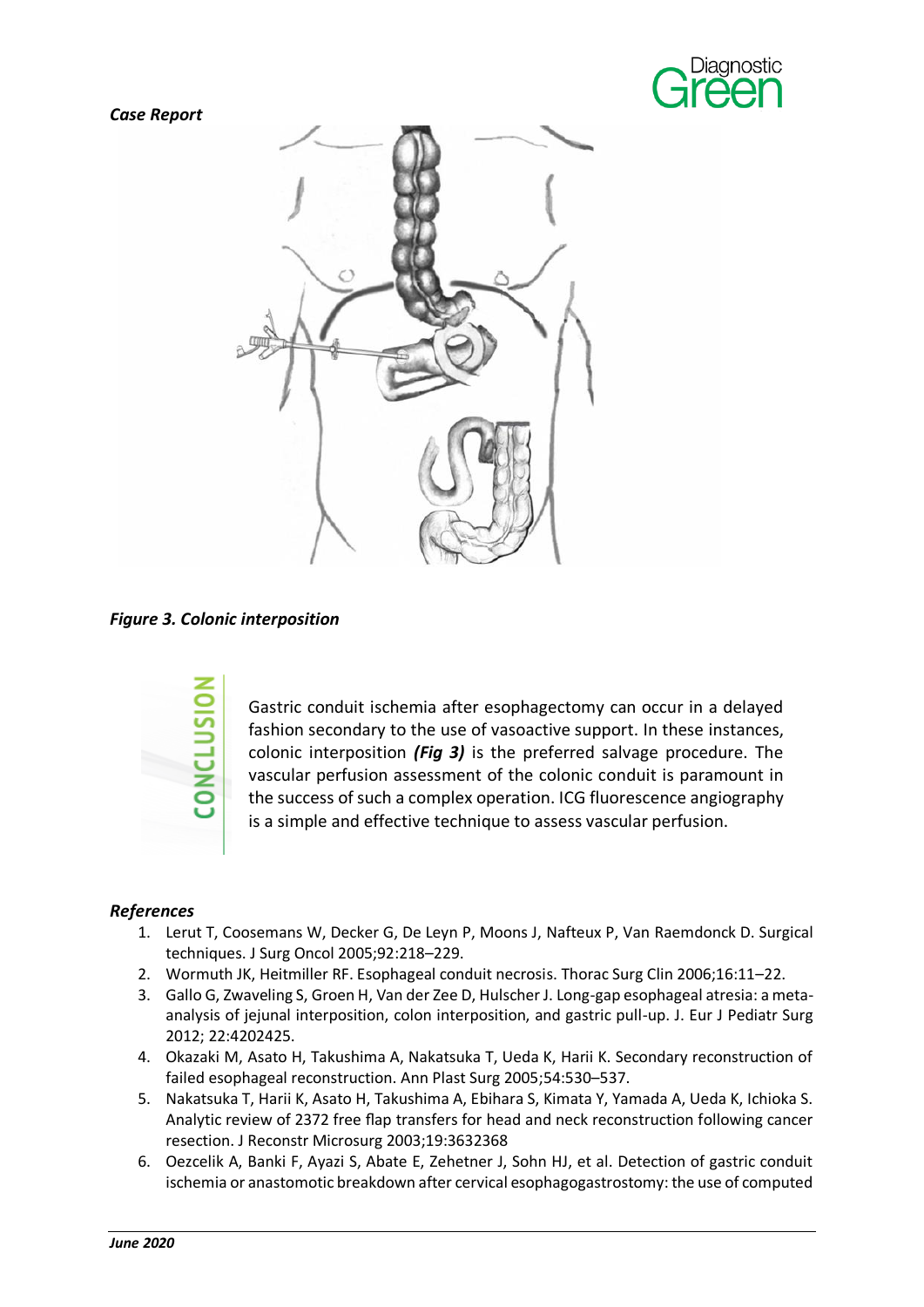*Case Report*

*Figure 3. Colonic interposition*

## CONCLUSION

Gastric conduit ischemia after esophagectomy can occur in a delayed fashion secondary to the use of vasoactive support. In these instances, colonic interposition ***(Fig 3)*** is the preferred salvage procedure. The vascular perfusion assessment of the colonic conduit is paramount in the success of such a complex operation. ICG fluorescence angiography is a simple and effective technique to assess vascular perfusion.

### *References*

1. Lerut T, Coosemans W, Decker G, De Leyn P, Moons J, Nafteux P, Van Raemdonck D. Surgical techniques. J Surg Oncol 2005;92:218–229.
2. Wormuth JK, Heitmiller RF. Esophageal conduit necrosis. Thorac Surg Clin 2006;16:11–22.
3. Gallo G, Zwaveling S, Groen H, Van der Zee D, Hulscher J. Long-gap esophageal atresia: a meta-analysis of jejunal interposition, colon interposition, and gastric pull-up. J. Eur J Pediatr Surg 2012; 22:4202425.
4. Okazaki M, Asato H, Takushima A, Nakatsuka T, Ueda K, Harii K. Secondary reconstruction of failed esophageal reconstruction. Ann Plast Surg 2005;54:530–537.
5. Nakatsuka T, Harii K, Asato H, Takushima A, Ebihara S, Kimata Y, Yamada A, Ueda K, Ichioka S. Analytic review of 2372 free flap transfers for head and neck reconstruction following cancer resection. J Reconstr Microsurg 2003;19:3632368
6. Oezcelik A, Banki F, Ayazi S, Abate E, Zehetner J, Sohn HJ, et al. Detection of gastric conduit ischemia or anastomotic breakdown after cervical esophagogastrostomy: the use of computed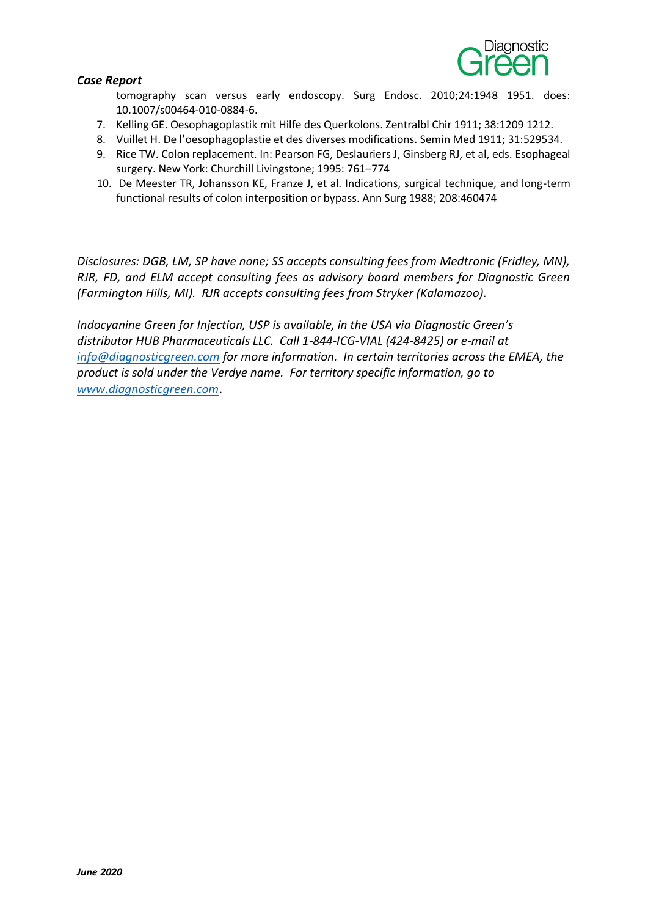tomography scan versus early endoscopy. Surg Endosc. 2010;24:1948 1951. does: 10.1007/s00464-010-0884-6.

7. Kelling GE. Oesophagoplastik mit Hilfe des Querkolons. Zentralbl Chir 1911; 38:1209 1212.
8. Vuillet H. De l'oesophagoplastie et des diverses modifications. Semin Med 1911; 31:529534.
9. Rice TW. Colon replacement. In: Pearson FG, Deslauriers J, Ginsberg RJ, et al, eds. Esophageal surgery. New York: Churchill Livingstone; 1995: 761–774
10. De Meester TR, Johansson KE, Franze J, et al. Indications, surgical technique, and long-term functional results of colon interposition or bypass. Ann Surg 1988; 208:460474

*Disclosures: DGB, LM, SP have none; SS accepts consulting fees from Medtronic (Fridley, MN), RJR, FD, and ELM accept consulting fees as advisory board members for Diagnostic Green (Farmington Hills, MI). RJR accepts consulting fees from Stryker (Kalamazoo).*

*Indocyanine Green for Injection, USP is available, in the USA via Diagnostic Green's distributor HUB Pharmaceuticals LLC. Call 1-844-ICG-VIAL (424-8425) or e-mail at info@diagnosticgreen.com for more information. In certain territories across the EMEA, the product is sold under the Verdye name. For territory specific information, go to www.diagnosticgreen.com.*